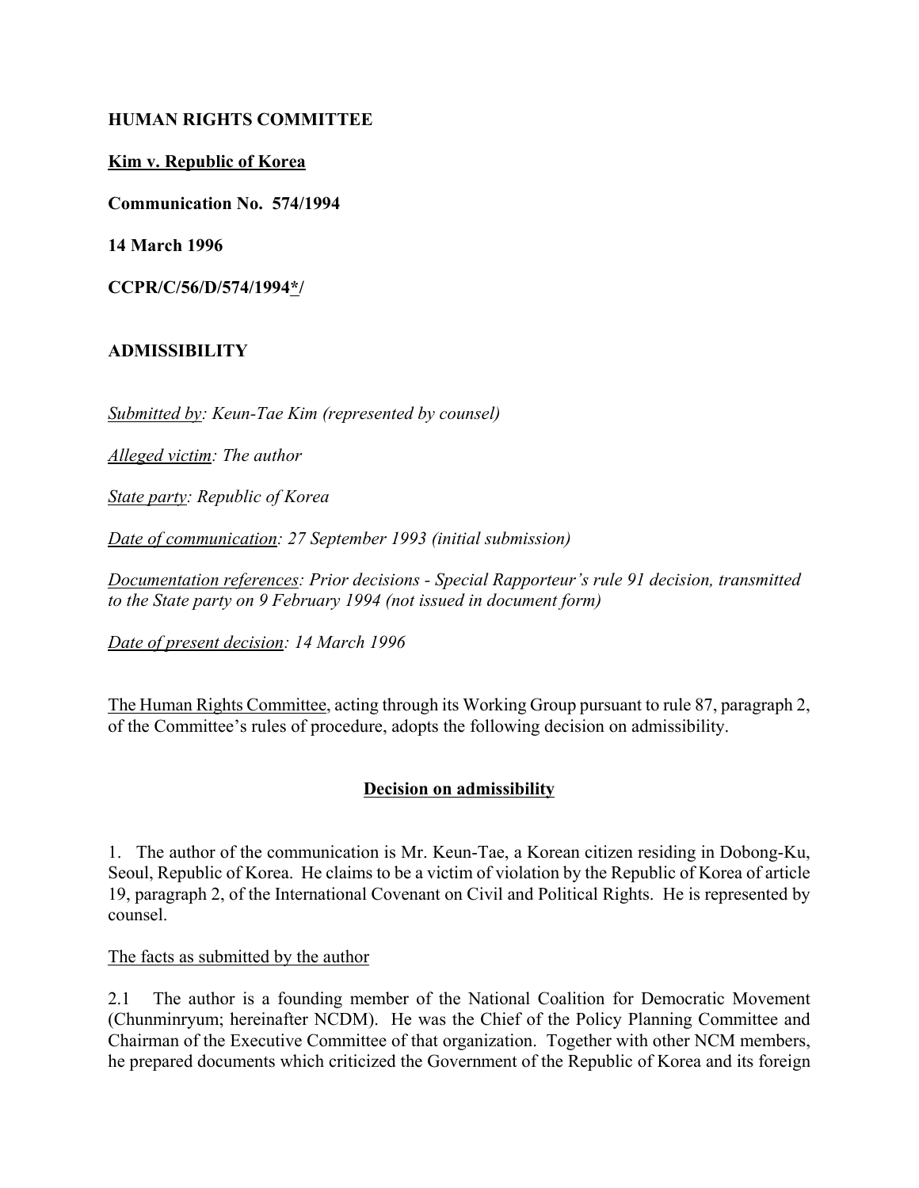**HUMAN RIGHTS COMMITTEE**

**Kim v. Republic of Korea**

**Communication No. 574/1994**

**14 March 1996**

**CCPR/C/56/D/574/1994*/**

**ADMISSIBILITY**

*Submitted by: Keun-Tae Kim (represented by counsel)*

*Alleged victim: The author*

*State party: Republic of Korea*

*Date of communication: 27 September 1993 (initial submission)*

*Documentation references: Prior decisions - Special Rapporteur's rule 91 decision, transmitted to the State party on 9 February 1994 (not issued in document form)*

*Date of present decision: 14 March 1996*

The Human Rights Committee, acting through its Working Group pursuant to rule 87, paragraph 2, of the Committee's rules of procedure, adopts the following decision on admissibility.

## Decision on admissibility

1. The author of the communication is Mr. Keun-Tae, a Korean citizen residing in Dobong-Ku, Seoul, Republic of Korea. He claims to be a victim of violation by the Republic of Korea of article 19, paragraph 2, of the International Covenant on Civil and Political Rights. He is represented by counsel.

The facts as submitted by the author

2.1 The author is a founding member of the National Coalition for Democratic Movement (Chunminryum; hereinafter NCDM). He was the Chief of the Policy Planning Committee and Chairman of the Executive Committee of that organization. Together with other NCM members, he prepared documents which criticized the Government of the Republic of Korea and its foreign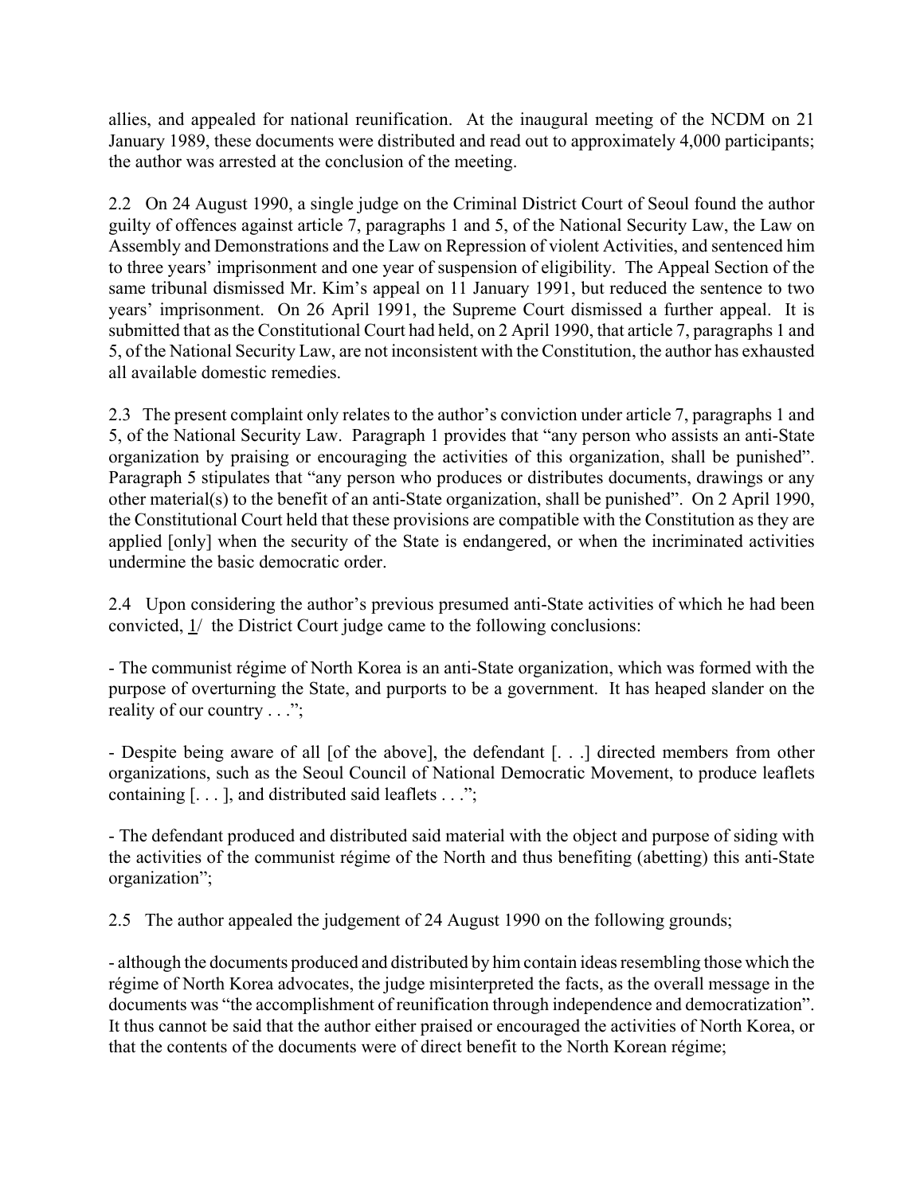allies, and appealed for national reunification. At the inaugural meeting of the NCDM on 21 January 1989, these documents were distributed and read out to approximately 4,000 participants; the author was arrested at the conclusion of the meeting.

2.2 On 24 August 1990, a single judge on the Criminal District Court of Seoul found the author guilty of offences against article 7, paragraphs 1 and 5, of the National Security Law, the Law on Assembly and Demonstrations and the Law on Repression of violent Activities, and sentenced him to three years' imprisonment and one year of suspension of eligibility. The Appeal Section of the same tribunal dismissed Mr. Kim's appeal on 11 January 1991, but reduced the sentence to two years' imprisonment. On 26 April 1991, the Supreme Court dismissed a further appeal. It is submitted that as the Constitutional Court had held, on 2 April 1990, that article 7, paragraphs 1 and 5, of the National Security Law, are not inconsistent with the Constitution, the author has exhausted all available domestic remedies.

2.3 The present complaint only relates to the author's conviction under article 7, paragraphs 1 and 5, of the National Security Law. Paragraph 1 provides that "any person who assists an anti-State organization by praising or encouraging the activities of this organization, shall be punished". Paragraph 5 stipulates that "any person who produces or distributes documents, drawings or any other material(s) to the benefit of an anti-State organization, shall be punished". On 2 April 1990, the Constitutional Court held that these provisions are compatible with the Constitution as they are applied [only] when the security of the State is endangered, or when the incriminated activities undermine the basic democratic order.

2.4 Upon considering the author's previous presumed anti-State activities of which he had been convicted, 1/ the District Court judge came to the following conclusions:

- The communist régime of North Korea is an anti-State organization, which was formed with the purpose of overturning the State, and purports to be a government. It has heaped slander on the reality of our country . . .";

- Despite being aware of all [of the above], the defendant [. . .] directed members from other organizations, such as the Seoul Council of National Democratic Movement, to produce leaflets containing [. . . ], and distributed said leaflets . . .";

- The defendant produced and distributed said material with the object and purpose of siding with the activities of the communist régime of the North and thus benefiting (abetting) this anti-State organization";

2.5 The author appealed the judgement of 24 August 1990 on the following grounds;

- although the documents produced and distributed by him contain ideas resembling those which the régime of North Korea advocates, the judge misinterpreted the facts, as the overall message in the documents was "the accomplishment of reunification through independence and democratization". It thus cannot be said that the author either praised or encouraged the activities of North Korea, or that the contents of the documents were of direct benefit to the North Korean régime;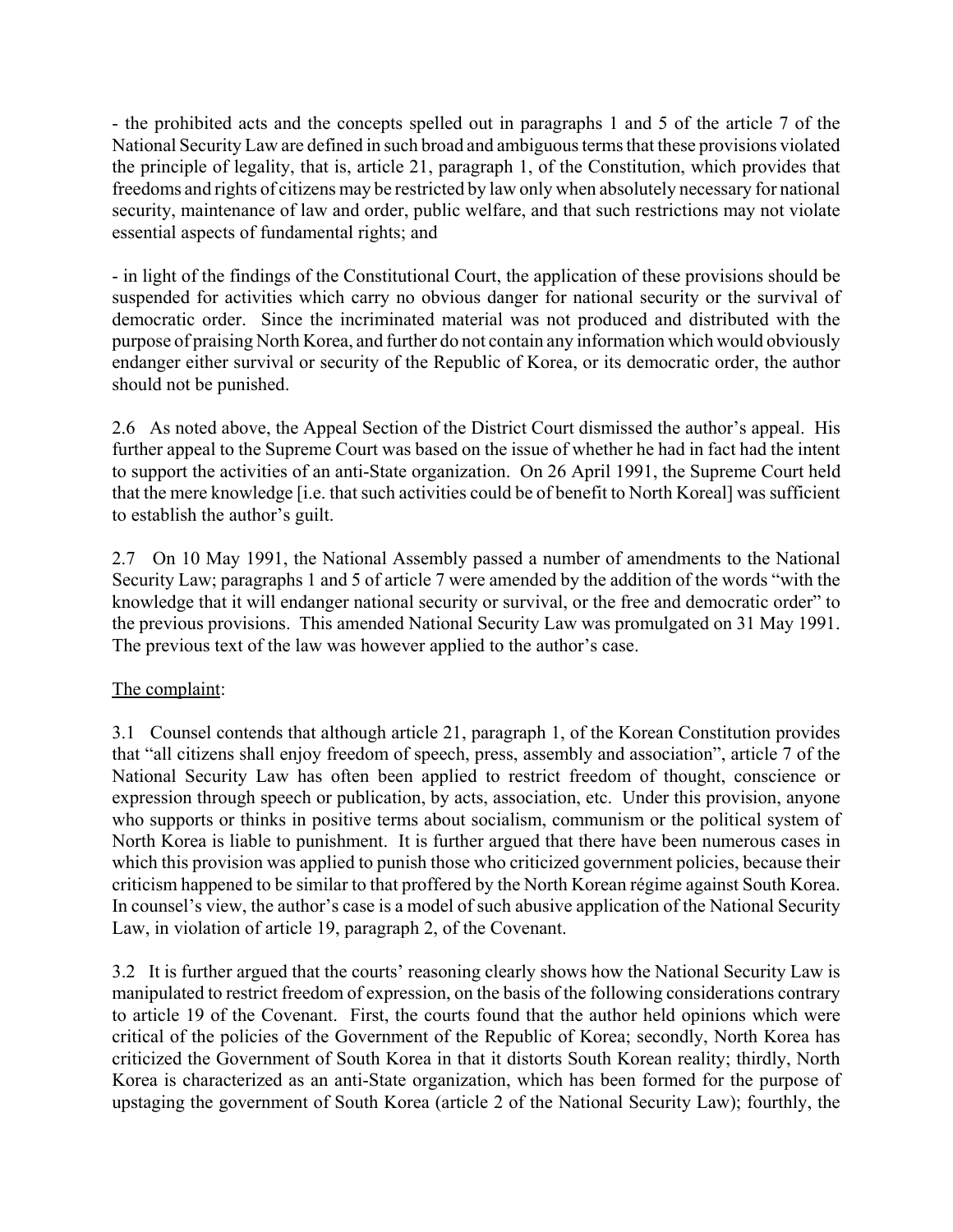- the prohibited acts and the concepts spelled out in paragraphs 1 and 5 of the article 7 of the National Security Law are defined in such broad and ambiguous terms that these provisions violated the principle of legality, that is, article 21, paragraph 1, of the Constitution, which provides that freedoms and rights of citizens may be restricted by law only when absolutely necessary for national security, maintenance of law and order, public welfare, and that such restrictions may not violate essential aspects of fundamental rights; and

- in light of the findings of the Constitutional Court, the application of these provisions should be suspended for activities which carry no obvious danger for national security or the survival of democratic order. Since the incriminated material was not produced and distributed with the purpose of praising North Korea, and further do not contain any information which would obviously endanger either survival or security of the Republic of Korea, or its democratic order, the author should not be punished.

2.6 As noted above, the Appeal Section of the District Court dismissed the author's appeal. His further appeal to the Supreme Court was based on the issue of whether he had in fact had the intent to support the activities of an anti-State organization. On 26 April 1991, the Supreme Court held that the mere knowledge [i.e. that such activities could be of benefit to North Koreal] was sufficient to establish the author's guilt.

2.7 On 10 May 1991, the National Assembly passed a number of amendments to the National Security Law; paragraphs 1 and 5 of article 7 were amended by the addition of the words "with the knowledge that it will endanger national security or survival, or the free and democratic order" to the previous provisions. This amended National Security Law was promulgated on 31 May 1991. The previous text of the law was however applied to the author's case.

The complaint:

3.1 Counsel contends that although article 21, paragraph 1, of the Korean Constitution provides that "all citizens shall enjoy freedom of speech, press, assembly and association", article 7 of the National Security Law has often been applied to restrict freedom of thought, conscience or expression through speech or publication, by acts, association, etc. Under this provision, anyone who supports or thinks in positive terms about socialism, communism or the political system of North Korea is liable to punishment. It is further argued that there have been numerous cases in which this provision was applied to punish those who criticized government policies, because their criticism happened to be similar to that proffered by the North Korean régime against South Korea. In counsel's view, the author's case is a model of such abusive application of the National Security Law, in violation of article 19, paragraph 2, of the Covenant.

3.2 It is further argued that the courts' reasoning clearly shows how the National Security Law is manipulated to restrict freedom of expression, on the basis of the following considerations contrary to article 19 of the Covenant. First, the courts found that the author held opinions which were critical of the policies of the Government of the Republic of Korea; secondly, North Korea has criticized the Government of South Korea in that it distorts South Korean reality; thirdly, North Korea is characterized as an anti-State organization, which has been formed for the purpose of upstaging the government of South Korea (article 2 of the National Security Law); fourthly, the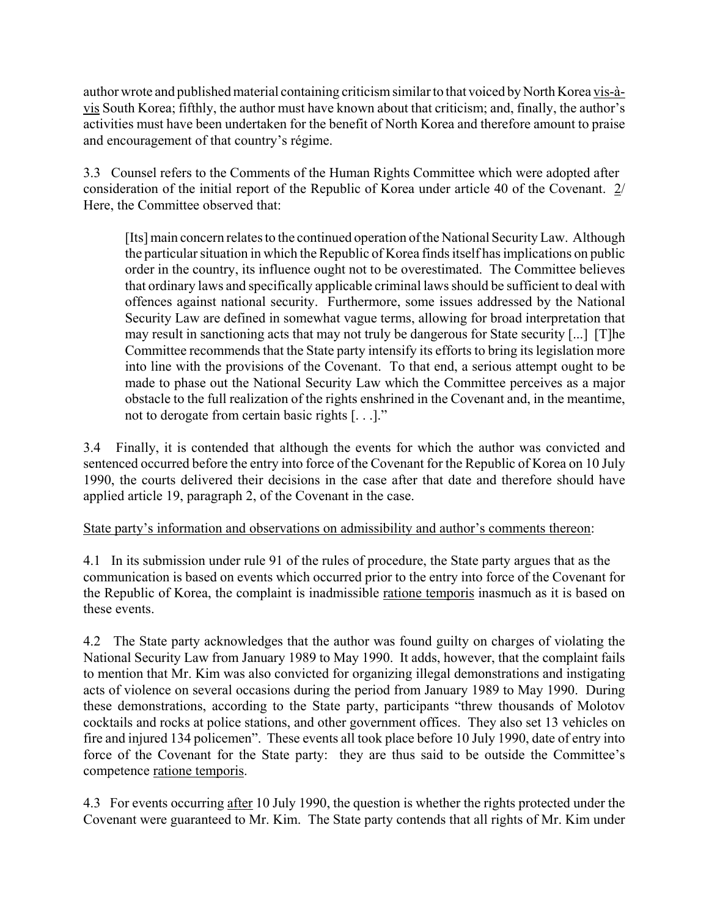author wrote and published material containing criticism similar to that voiced by North Korea vis-à-vis South Korea; fifthly, the author must have known about that criticism; and, finally, the author's activities must have been undertaken for the benefit of North Korea and therefore amount to praise and encouragement of that country's régime.

3.3 Counsel refers to the Comments of the Human Rights Committee which were adopted after consideration of the initial report of the Republic of Korea under article 40 of the Covenant. 2/ Here, the Committee observed that:

> [Its] main concern relates to the continued operation of the National Security Law. Although the particular situation in which the Republic of Korea finds itself has implications on public order in the country, its influence ought not to be overestimated. The Committee believes that ordinary laws and specifically applicable criminal laws should be sufficient to deal with offences against national security. Furthermore, some issues addressed by the National Security Law are defined in somewhat vague terms, allowing for broad interpretation that may result in sanctioning acts that may not truly be dangerous for State security [...] [T]he Committee recommends that the State party intensify its efforts to bring its legislation more into line with the provisions of the Covenant. To that end, a serious attempt ought to be made to phase out the National Security Law which the Committee perceives as a major obstacle to the full realization of the rights enshrined in the Covenant and, in the meantime, not to derogate from certain basic rights [. . .]."

3.4 Finally, it is contended that although the events for which the author was convicted and sentenced occurred before the entry into force of the Covenant for the Republic of Korea on 10 July 1990, the courts delivered their decisions in the case after that date and therefore should have applied article 19, paragraph 2, of the Covenant in the case.

State party's information and observations on admissibility and author's comments thereon:

4.1 In its submission under rule 91 of the rules of procedure, the State party argues that as the communication is based on events which occurred prior to the entry into force of the Covenant for the Republic of Korea, the complaint is inadmissible ratione temporis inasmuch as it is based on these events.

4.2 The State party acknowledges that the author was found guilty on charges of violating the National Security Law from January 1989 to May 1990. It adds, however, that the complaint fails to mention that Mr. Kim was also convicted for organizing illegal demonstrations and instigating acts of violence on several occasions during the period from January 1989 to May 1990. During these demonstrations, according to the State party, participants "threw thousands of Molotov cocktails and rocks at police stations, and other government offices. They also set 13 vehicles on fire and injured 134 policemen". These events all took place before 10 July 1990, date of entry into force of the Covenant for the State party: they are thus said to be outside the Committee's competence ratione temporis.

4.3 For events occurring after 10 July 1990, the question is whether the rights protected under the Covenant were guaranteed to Mr. Kim. The State party contends that all rights of Mr. Kim under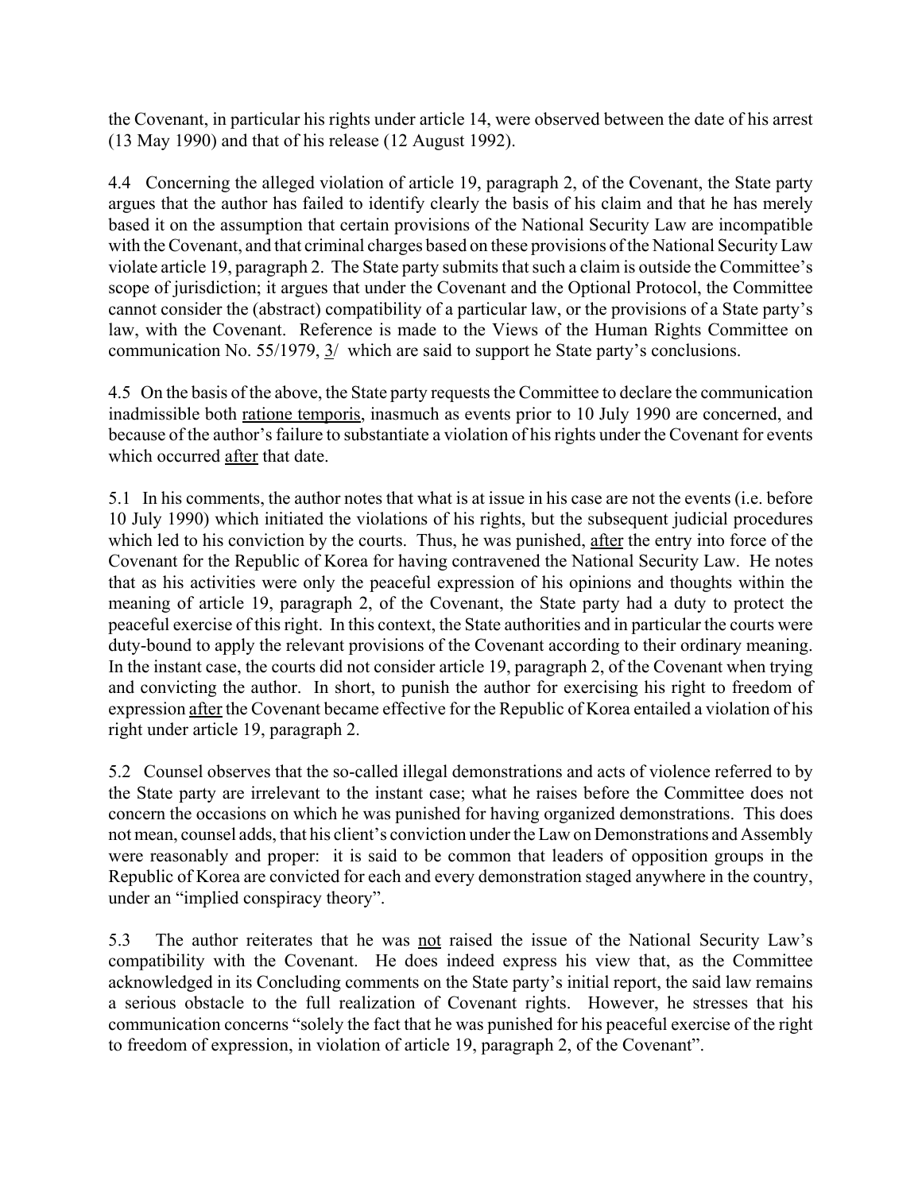the Covenant, in particular his rights under article 14, were observed between the date of his arrest (13 May 1990) and that of his release (12 August 1992).

4.4 Concerning the alleged violation of article 19, paragraph 2, of the Covenant, the State party argues that the author has failed to identify clearly the basis of his claim and that he has merely based it on the assumption that certain provisions of the National Security Law are incompatible with the Covenant, and that criminal charges based on these provisions of the National Security Law violate article 19, paragraph 2. The State party submits that such a claim is outside the Committee's scope of jurisdiction; it argues that under the Covenant and the Optional Protocol, the Committee cannot consider the (abstract) compatibility of a particular law, or the provisions of a State party's law, with the Covenant. Reference is made to the Views of the Human Rights Committee on communication No. 55/1979, 3/ which are said to support he State party's conclusions.

4.5 On the basis of the above, the State party requests the Committee to declare the communication inadmissible both ratione temporis, inasmuch as events prior to 10 July 1990 are concerned, and because of the author's failure to substantiate a violation of his rights under the Covenant for events which occurred after that date.

5.1 In his comments, the author notes that what is at issue in his case are not the events (i.e. before 10 July 1990) which initiated the violations of his rights, but the subsequent judicial procedures which led to his conviction by the courts. Thus, he was punished, after the entry into force of the Covenant for the Republic of Korea for having contravened the National Security Law. He notes that as his activities were only the peaceful expression of his opinions and thoughts within the meaning of article 19, paragraph 2, of the Covenant, the State party had a duty to protect the peaceful exercise of this right. In this context, the State authorities and in particular the courts were duty-bound to apply the relevant provisions of the Covenant according to their ordinary meaning. In the instant case, the courts did not consider article 19, paragraph 2, of the Covenant when trying and convicting the author. In short, to punish the author for exercising his right to freedom of expression after the Covenant became effective for the Republic of Korea entailed a violation of his right under article 19, paragraph 2.

5.2 Counsel observes that the so-called illegal demonstrations and acts of violence referred to by the State party are irrelevant to the instant case; what he raises before the Committee does not concern the occasions on which he was punished for having organized demonstrations. This does not mean, counsel adds, that his client's conviction under the Law on Demonstrations and Assembly were reasonably and proper: it is said to be common that leaders of opposition groups in the Republic of Korea are convicted for each and every demonstration staged anywhere in the country, under an "implied conspiracy theory".

5.3 The author reiterates that he was not raised the issue of the National Security Law's compatibility with the Covenant. He does indeed express his view that, as the Committee acknowledged in its Concluding comments on the State party's initial report, the said law remains a serious obstacle to the full realization of Covenant rights. However, he stresses that his communication concerns "solely the fact that he was punished for his peaceful exercise of the right to freedom of expression, in violation of article 19, paragraph 2, of the Covenant".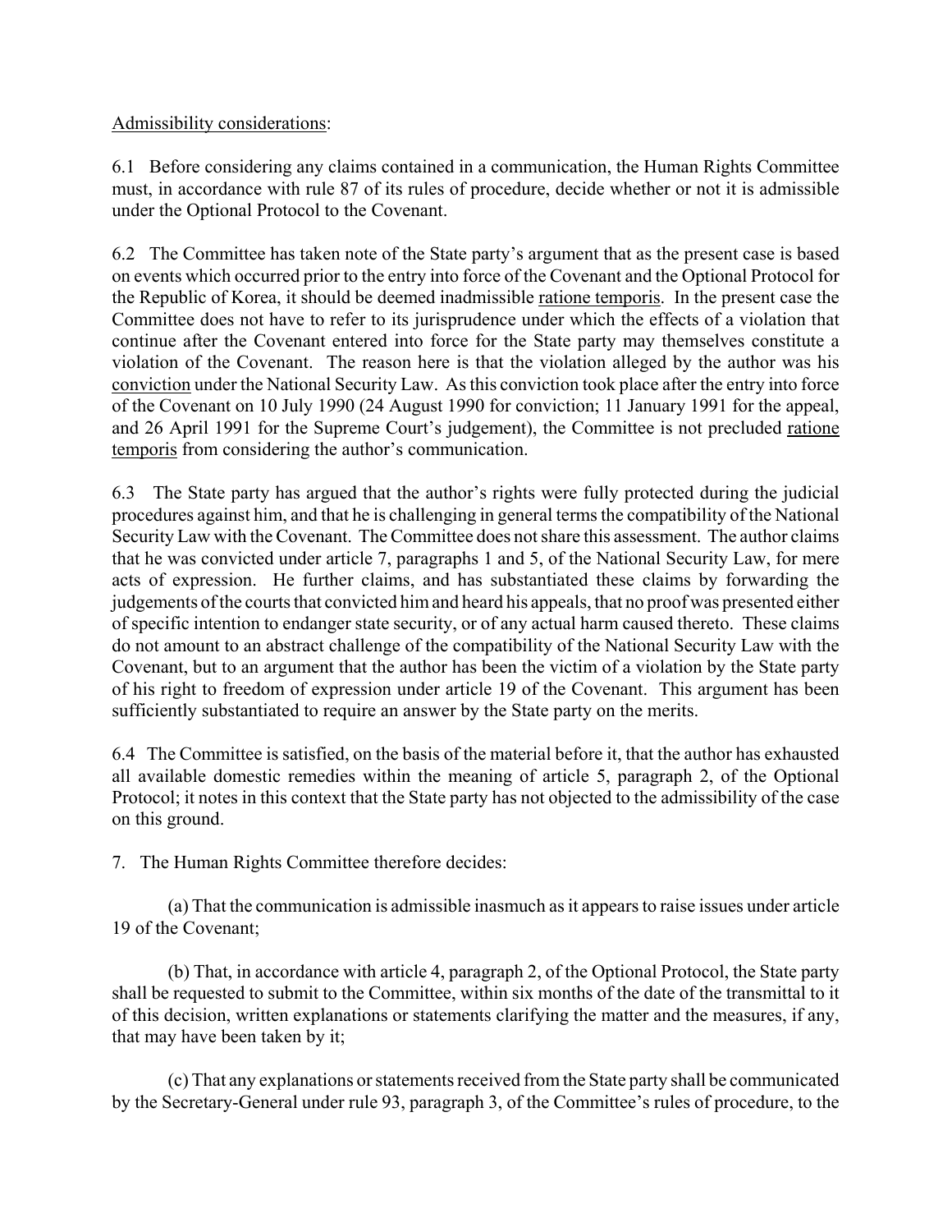Admissibility considerations:

6.1 Before considering any claims contained in a communication, the Human Rights Committee must, in accordance with rule 87 of its rules of procedure, decide whether or not it is admissible under the Optional Protocol to the Covenant.

6.2 The Committee has taken note of the State party's argument that as the present case is based on events which occurred prior to the entry into force of the Covenant and the Optional Protocol for the Republic of Korea, it should be deemed inadmissible ratione temporis. In the present case the Committee does not have to refer to its jurisprudence under which the effects of a violation that continue after the Covenant entered into force for the State party may themselves constitute a violation of the Covenant. The reason here is that the violation alleged by the author was his conviction under the National Security Law. As this conviction took place after the entry into force of the Covenant on 10 July 1990 (24 August 1990 for conviction; 11 January 1991 for the appeal, and 26 April 1991 for the Supreme Court's judgement), the Committee is not precluded ratione temporis from considering the author's communication.

6.3 The State party has argued that the author's rights were fully protected during the judicial procedures against him, and that he is challenging in general terms the compatibility of the National Security Law with the Covenant. The Committee does not share this assessment. The author claims that he was convicted under article 7, paragraphs 1 and 5, of the National Security Law, for mere acts of expression. He further claims, and has substantiated these claims by forwarding the judgements of the courts that convicted him and heard his appeals, that no proof was presented either of specific intention to endanger state security, or of any actual harm caused thereto. These claims do not amount to an abstract challenge of the compatibility of the National Security Law with the Covenant, but to an argument that the author has been the victim of a violation by the State party of his right to freedom of expression under article 19 of the Covenant. This argument has been sufficiently substantiated to require an answer by the State party on the merits.

6.4 The Committee is satisfied, on the basis of the material before it, that the author has exhausted all available domestic remedies within the meaning of article 5, paragraph 2, of the Optional Protocol; it notes in this context that the State party has not objected to the admissibility of the case on this ground.

7. The Human Rights Committee therefore decides:

(a) That the communication is admissible inasmuch as it appears to raise issues under article 19 of the Covenant;

(b) That, in accordance with article 4, paragraph 2, of the Optional Protocol, the State party shall be requested to submit to the Committee, within six months of the date of the transmittal to it of this decision, written explanations or statements clarifying the matter and the measures, if any, that may have been taken by it;

(c) That any explanations or statements received from the State party shall be communicated by the Secretary-General under rule 93, paragraph 3, of the Committee's rules of procedure, to the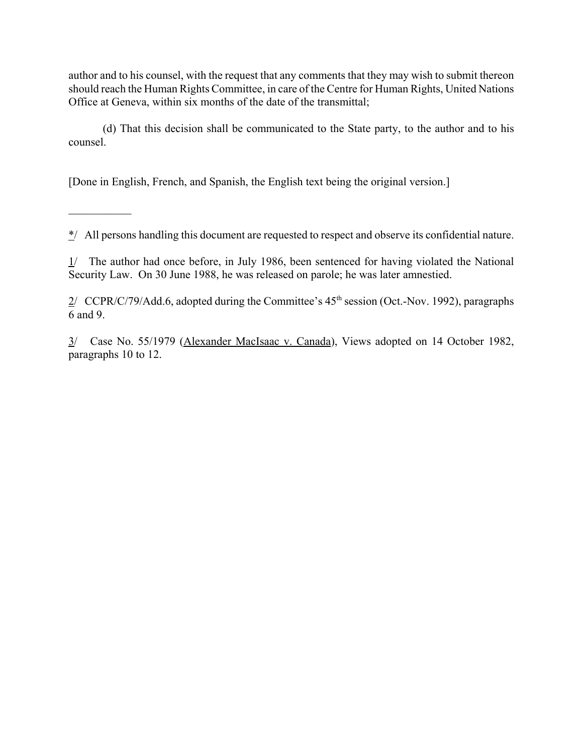author and to his counsel, with the request that any comments that they may wish to submit thereon should reach the Human Rights Committee, in care of the Centre for Human Rights, United Nations Office at Geneva, within six months of the date of the transmittal;

(d) That this decision shall be communicated to the State party, to the author and to his counsel.

[Done in English, French, and Spanish, the English text being the original version.]

---

*/ All persons handling this document are requested to respect and observe its confidential nature.

1/ The author had once before, in July 1986, been sentenced for having violated the National Security Law. On 30 June 1988, he was released on parole; he was later amnestied.

2/ CCPR/C/79/Add.6, adopted during the Committee's 45th session (Oct.-Nov. 1992), paragraphs 6 and 9.

3/ Case No. 55/1979 (Alexander MacIsaac v. Canada), Views adopted on 14 October 1982, paragraphs 10 to 12.